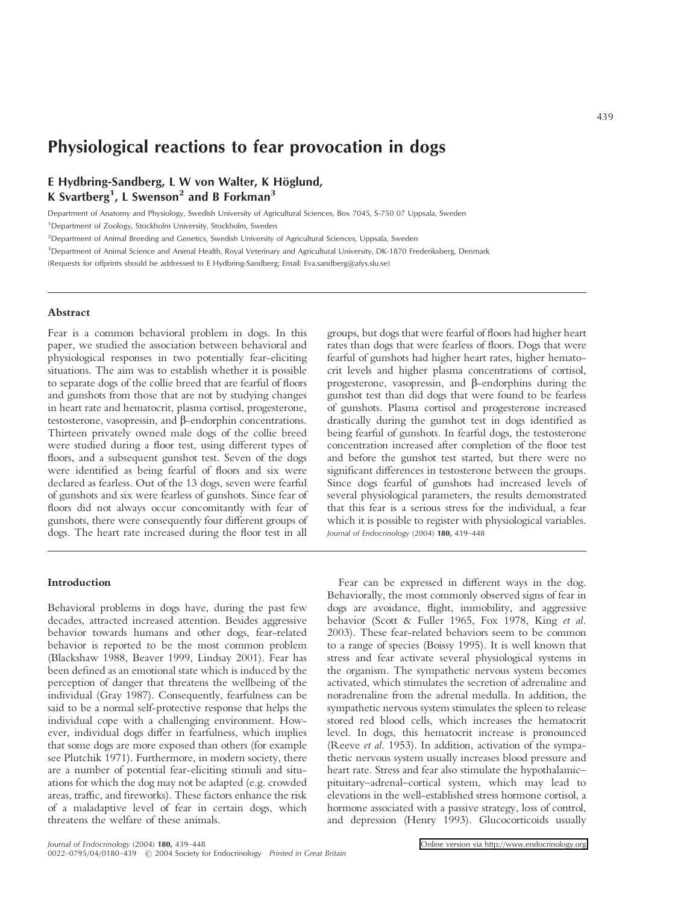# Physiological reactions to fear provocation in dogs

**E Hydbring-Sandberg, L W von Walter, K Höglund, K Svartberg[1], L Swenson[2] and B Forkman[3]**

Department of Anatomy and Physiology, Swedish University of Agricultural Sciences, Box 7045, S-750 07 Uppsala, Sweden

[1]Department of Zoology, Stockholm University, Stockholm, Sweden

[2]Department of Animal Breeding and Genetics, Swedish University of Agricultural Sciences, Uppsala, Sweden

[3]Department of Animal Science and Animal Health, Royal Veterinary and Agricultural University, DK-1870 Frederiksberg, Denmark

(Requests for offprints should be addressed to E Hydbring-Sandberg; Email: Eva.sandberg@afys.slu.se)

## Abstract

Fear is a common behavioral problem in dogs. In this paper, we studied the association between behavioral and physiological responses in two potentially fear-eliciting situations. The aim was to establish whether it is possible to separate dogs of the collie breed that are fearful of floors and gunshots from those that are not by studying changes in heart rate and hematocrit, plasma cortisol, progesterone, testosterone, vasopressin, and β-endorphin concentrations. Thirteen privately owned male dogs of the collie breed were studied during a floor test, using different types of floors, and a subsequent gunshot test. Seven of the dogs were identified as being fearful of floors and six were declared as fearless. Out of the 13 dogs, seven were fearful of gunshots and six were fearless of gunshots. Since fear of floors did not always occur concomitantly with fear of gunshots, there were consequently four different groups of dogs. The heart rate increased during the floor test in all groups, but dogs that were fearful of floors had higher heart rates than dogs that were fearless of floors. Dogs that were fearful of gunshots had higher heart rates, higher hematocrit levels and higher plasma concentrations of cortisol, progesterone, vasopressin, and β-endorphins during the gunshot test than did dogs that were found to be fearless of gunshots. Plasma cortisol and progesterone increased drastically during the gunshot test in dogs identified as being fearful of gunshots. In fearful dogs, the testosterone concentration increased after completion of the floor test and before the gunshot test started, but there were no significant differences in testosterone between the groups. Since dogs fearful of gunshots had increased levels of several physiological parameters, the results demonstrated that this fear is a serious stress for the individual, a fear which it is possible to register with physiological variables.

*Journal of Endocrinology* (2004) **180,** 439–448

## Introduction

Behavioral problems in dogs have, during the past few decades, attracted increased attention. Besides aggressive behavior towards humans and other dogs, fear-related behavior is reported to be the most common problem (Blackshaw 1988, Beaver 1999, Lindsay 2001). Fear has been defined as an emotional state which is induced by the perception of danger that threatens the wellbeing of the individual (Gray 1987). Consequently, fearfulness can be said to be a normal self-protective response that helps the individual cope with a challenging environment. However, individual dogs differ in fearfulness, which implies that some dogs are more exposed than others (for example see Plutchik 1971). Furthermore, in modern society, there are a number of potential fear-eliciting stimuli and situations for which the dog may not be adapted (e.g. crowded areas, traffic, and fireworks). These factors enhance the risk of a maladaptive level of fear in certain dogs, which threatens the welfare of these animals.

Fear can be expressed in different ways in the dog. Behaviorally, the most commonly observed signs of fear in dogs are avoidance, flight, immobility, and aggressive behavior (Scott & Fuller 1965, Fox 1978, King *et al.* 2003). These fear-related behaviors seem to be common to a range of species (Boissy 1995). It is well known that stress and fear activate several physiological systems in the organism. The sympathetic nervous system becomes activated, which stimulates the secretion of adrenaline and noradrenaline from the adrenal medulla. In addition, the sympathetic nervous system stimulates the spleen to release stored red blood cells, which increases the hematocrit level. In dogs, this hematocrit increase is pronounced (Reeve *et al.* 1953). In addition, activation of the sympathetic nervous system usually increases blood pressure and heart rate. Stress and fear also stimulate the hypothalamic–pituitary–adrenal–cortical system, which may lead to elevations in the well-established stress hormone cortisol, a hormone associated with a passive strategy, loss of control, and depression (Henry 1993). Glucocorticoids usually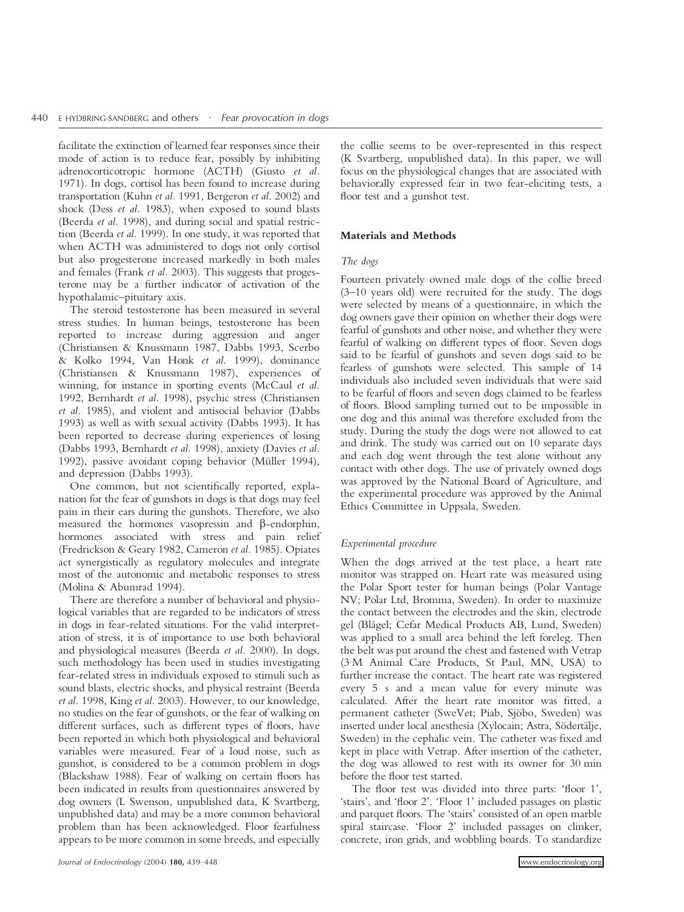facilitate the extinction of learned fear responses since their mode of action is to reduce fear, possibly by inhibiting adrenocorticotropic hormone (ACTH) (Giusto *et al.* 1971). In dogs, cortisol has been found to increase during transportation (Kuhn *et al.* 1991, Bergeron *et al.* 2002) and shock (Dess *et al.* 1983), when exposed to sound blasts (Beerda *et al.* 1998), and during social and spatial restriction (Beerda *et al.* 1999). In one study, it was reported that when ACTH was administered to dogs not only cortisol but also progesterone increased markedly in both males and females (Frank *et al.* 2003). This suggests that progesterone may be a further indicator of activation of the hypothalamic–pituitary axis.

The steroid testosterone has been measured in several stress studies. In human beings, testosterone has been reported to increase during aggression and anger (Christiansen & Knussmann 1987, Dabbs 1993, Scerbo & Kolko 1994, Van Honk *et al.* 1999), dominance (Christiansen & Knussmann 1987), experiences of winning, for instance in sporting events (McCaul *et al.* 1992, Bernhardt *et al.* 1998), psychic stress (Christiansen *et al.* 1985), and violent and antisocial behavior (Dabbs 1993) as well as with sexual activity (Dabbs 1993). It has been reported to decrease during experiences of losing (Dabbs 1993, Bernhardt *et al.* 1998), anxiety (Davies *et al.* 1992), passive avoidant coping behavior (Müller 1994), and depression (Dabbs 1993).

One common, but not scientifically reported, explanation for the fear of gunshots in dogs is that dogs may feel pain in their ears during the gunshots. Therefore, we also measured the hormones vasopressin and β-endorphin, hormones associated with stress and pain relief (Fredrickson & Geary 1982, Cameron *et al.* 1985). Opiates act synergistically as regulatory molecules and integrate most of the autonomic and metabolic responses to stress (Molina & Abumrad 1994).

There are therefore a number of behavioral and physiological variables that are regarded to be indicators of stress in dogs in fear-related situations. For the valid interpretation of stress, it is of importance to use both behavioral and physiological measures (Beerda *et al.* 2000). In dogs, such methodology has been used in studies investigating fear-related stress in individuals exposed to stimuli such as sound blasts, electric shocks, and physical restraint (Beerda *et al.* 1998, King *et al.* 2003). However, to our knowledge, no studies on the fear of gunshots, or the fear of walking on different surfaces, such as different types of floors, have been reported in which both physiological and behavioral variables were measured. Fear of a loud noise, such as gunshot, is considered to be a common problem in dogs (Blackshaw 1988). Fear of walking on certain floors has been indicated in results from questionnaires answered by dog owners (L Swenson, unpublished data, K Svartberg, unpublished data) and may be a more common behavioral problem than has been acknowledged. Floor fearfulness appears to be more common in some breeds, and especially the collie seems to be over-represented in this respect (K Svartberg, unpublished data). In this paper, we will focus on the physiological changes that are associated with behaviorally expressed fear in two fear-eliciting tests, a floor test and a gunshot test.

## Materials and Methods

### *The dogs*

Fourteen privately owned male dogs of the collie breed (3–10 years old) were recruited for the study. The dogs were selected by means of a questionnaire, in which the dog owners gave their opinion on whether their dogs were fearful of gunshots and other noise, and whether they were fearful of walking on different types of floor. Seven dogs said to be fearful of gunshots and seven dogs said to be fearless of gunshots were selected. This sample of 14 individuals also included seven individuals that were said to be fearful of floors and seven dogs claimed to be fearless of floors. Blood sampling turned out to be impossible in one dog and this animal was therefore excluded from the study. During the study the dogs were not allowed to eat and drink. The study was carried out on 10 separate days and each dog went through the test alone without any contact with other dogs. The use of privately owned dogs was approved by the National Board of Agriculture, and the experimental procedure was approved by the Animal Ethics Committee in Uppsala, Sweden.

### *Experimental procedure*

When the dogs arrived at the test place, a heart rate monitor was strapped on. Heart rate was measured using the Polar Sport tester for human beings (Polar Vantage NV; Polar Ltd, Bromma, Sweden). In order to maximize the contact between the electrodes and the skin, electrode gel (Blågel; Cefar Medical Products AB, Lund, Sweden) was applied to a small area behind the left foreleg. Then the belt was put around the chest and fastened with Vetrap (3 M Animal Care Products, St Paul, MN, USA) to further increase the contact. The heart rate was registered every 5 s and a mean value for every minute was calculated. After the heart rate monitor was fitted, a permanent catheter (SweVet; Piab, Sjöbo, Sweden) was inserted under local anesthesia (Xylocain; Astra, Södertälje, Sweden) in the cephalic vein. The catheter was fixed and kept in place with Vetrap. After insertion of the catheter, the dog was allowed to rest with its owner for 30 min before the floor test started.

The floor test was divided into three parts: 'floor 1', 'stairs', and 'floor 2'. 'Floor 1' included passages on plastic and parquet floors. The 'stairs' consisted of an open marble spiral staircase. 'Floor 2' included passages on clinker, concrete, iron grids, and wobbling boards. To standardize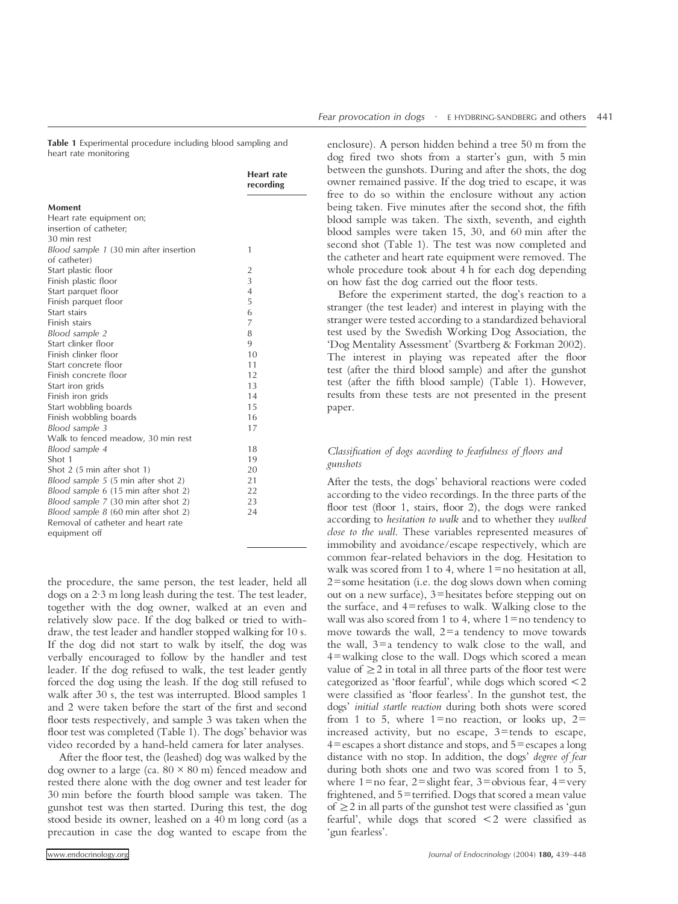**Table 1** Experimental procedure including blood sampling and heart rate monitoring

| Moment | Heart rate recording |
|---|---|
| Heart rate equipment on; insertion of catheter; 30 min rest | |
| *Blood sample 1* (30 min after insertion of catheter) | 1 |
| Start plastic floor | 2 |
| Finish plastic floor | 3 |
| Start parquet floor | 4 |
| Finish parquet floor | 5 |
| Start stairs | 6 |
| Finish stairs | 7 |
| *Blood sample 2* | 8 |
| Start clinker floor | 9 |
| Finish clinker floor | 10 |
| Start concrete floor | 11 |
| Finish concrete floor | 12 |
| Start iron grids | 13 |
| Finish iron grids | 14 |
| Start wobbling boards | 15 |
| Finish wobbling boards | 16 |
| *Blood sample 3* | 17 |
| Walk to fenced meadow, 30 min rest | |
| *Blood sample 4* | 18 |
| Shot 1 | 19 |
| Shot 2 (5 min after shot 1) | 20 |
| *Blood sample 5* (5 min after shot 2) | 21 |
| *Blood sample 6* (15 min after shot 2) | 22 |
| *Blood sample 7* (30 min after shot 2) | 23 |
| *Blood sample 8* (60 min after shot 2) | 24 |
| Removal of catheter and heart rate equipment off | |

the procedure, the same person, the test leader, held all dogs on a 2·3 m long leash during the test. The test leader, together with the dog owner, walked at an even and relatively slow pace. If the dog balked or tried to withdraw, the test leader and handler stopped walking for 10 s. If the dog did not start to walk by itself, the dog was verbally encouraged to follow by the handler and test leader. If the dog refused to walk, the test leader gently forced the dog using the leash. If the dog still refused to walk after 30 s, the test was interrupted. Blood samples 1 and 2 were taken before the start of the first and second floor tests respectively, and sample 3 was taken when the floor test was completed (Table 1). The dogs' behavior was video recorded by a hand-held camera for later analyses.

After the floor test, the (leashed) dog was walked by the dog owner to a large (ca. 80 × 80 m) fenced meadow and rested there alone with the dog owner and test leader for 30 min before the fourth blood sample was taken. The gunshot test was then started. During this test, the dog stood beside its owner, leashed on a 40 m long cord (as a precaution in case the dog wanted to escape from the enclosure). A person hidden behind a tree 50 m from the dog fired two shots from a starter's gun, with 5 min between the gunshots. During and after the shots, the dog owner remained passive. If the dog tried to escape, it was free to do so within the enclosure without any action being taken. Five minutes after the second shot, the fifth blood sample was taken. The sixth, seventh, and eighth blood samples were taken 15, 30, and 60 min after the second shot (Table 1). The test was now completed and the catheter and heart rate equipment were removed. The whole procedure took about 4 h for each dog depending on how fast the dog carried out the floor tests.

Before the experiment started, the dog's reaction to a stranger (the test leader) and interest in playing with the stranger were tested according to a standardized behavioral test used by the Swedish Working Dog Association, the 'Dog Mentality Assessment' (Svartberg & Forkman 2002). The interest in playing was repeated after the floor test (after the third blood sample) and after the gunshot test (after the fifth blood sample) (Table 1). However, results from these tests are not presented in the present paper.

### *Classification of dogs according to fearfulness of floors and gunshots*

After the tests, the dogs' behavioral reactions were coded according to the video recordings. In the three parts of the floor test (floor 1, stairs, floor 2), the dogs were ranked according to *hesitation to walk* and to whether they *walked close to the wall*. These variables represented measures of immobility and avoidance/escape respectively, which are common fear-related behaviors in the dog. Hesitation to walk was scored from 1 to 4, where 1=no hesitation at all, 2=some hesitation (i.e. the dog slows down when coming out on a new surface), 3=hesitates before stepping out on the surface, and 4=refuses to walk. Walking close to the wall was also scored from 1 to 4, where 1=no tendency to move towards the wall, 2=a tendency to move towards the wall, 3=a tendency to walk close to the wall, and 4=walking close to the wall. Dogs which scored a mean value of $\geq 2$ in total in all three parts of the floor test were categorized as 'floor fearful', while dogs which scored $<2$ were classified as 'floor fearless'. In the gunshot test, the dogs' *initial startle reaction* during both shots were scored from 1 to 5, where 1=no reaction, or looks up, 2=increased activity, but no escape, 3=tends to escape, 4=escapes a short distance and stops, and 5=escapes a long distance with no stop. In addition, the dogs' *degree of fear* during both shots one and two was scored from 1 to 5, where 1=no fear, 2=slight fear, 3=obvious fear, 4=very frightened, and 5=terrified. Dogs that scored a mean value of $\geq 2$ in all parts of the gunshot test were classified as 'gun fearful', while dogs that scored $<2$ were classified as 'gun fearless'.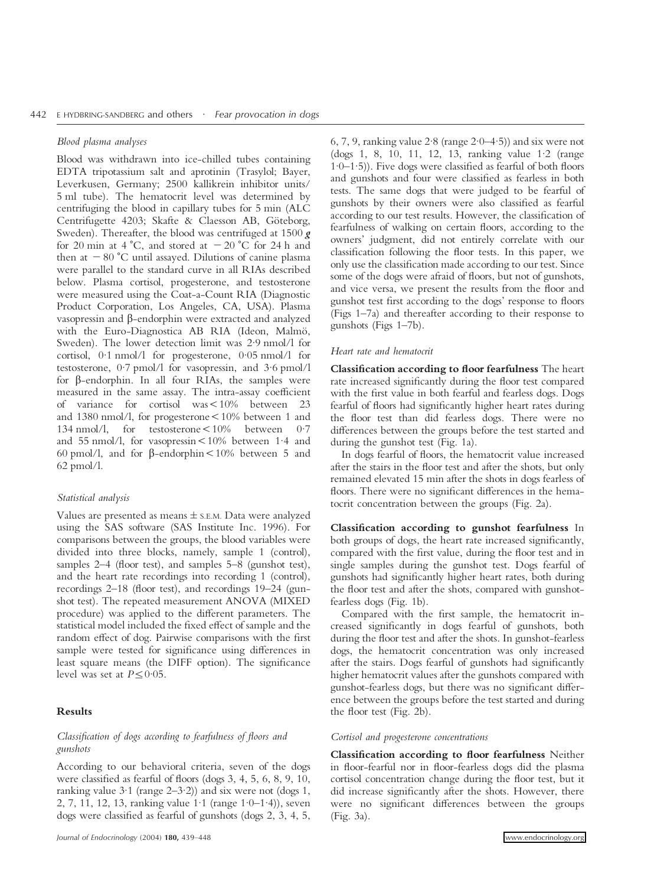### *Blood plasma analyses*

Blood was withdrawn into ice-chilled tubes containing EDTA tripotassium salt and aprotinin (Trasylol; Bayer, Leverkusen, Germany; 2500 kallikrein inhibitor units/5 ml tube). The hematocrit level was determined by centrifuging the blood in capillary tubes for 5 min (ALC Centrifugette 4203; Skafte & Claesson AB, Göteborg, Sweden). Thereafter, the blood was centrifuged at 1500 ***g*** for 20 min at 4 °C, and stored at −20 °C for 24 h and then at −80 °C until assayed. Dilutions of canine plasma were parallel to the standard curve in all RIAs described below. Plasma cortisol, progesterone, and testosterone were measured using the Coat-a-Count RIA (Diagnostic Product Corporation, Los Angeles, CA, USA). Plasma vasopressin and β-endorphin were extracted and analyzed with the Euro-Diagnostica AB RIA (Ideon, Malmö, Sweden). The lower detection limit was 2·9 nmol/l for cortisol, 0·1 nmol/l for progesterone, 0·05 nmol/l for testosterone, 0·7 pmol/l for vasopressin, and 3·6 pmol/l for β-endorphin. In all four RIAs, the samples were measured in the same assay. The intra-assay coefficient of variance for cortisol was <10% between 23 and 1380 nmol/l, for progesterone <10% between 1 and 134 nmol/l, for testosterone <10% between 0·7 and 55 nmol/l, for vasopressin <10% between 1·4 and 60 pmol/l, and for β-endorphin <10% between 5 and 62 pmol/l.

### *Statistical analysis*

Values are presented as means ± S.E.M. Data were analyzed using the SAS software (SAS Institute Inc. 1996). For comparisons between the groups, the blood variables were divided into three blocks, namely, sample 1 (control), samples 2–4 (floor test), and samples 5–8 (gunshot test), and the heart rate recordings into recording 1 (control), recordings 2–18 (floor test), and recordings 19–24 (gunshot test). The repeated measurement ANOVA (MIXED procedure) was applied to the different parameters. The statistical model included the fixed effect of sample and the random effect of dog. Pairwise comparisons with the first sample were tested for significance using differences in least square means (the DIFF option). The significance level was set at $P \leq 0{\cdot}05$.

## Results

### *Classification of dogs according to fearfulness of floors and gunshots*

According to our behavioral criteria, seven of the dogs were classified as fearful of floors (dogs 3, 4, 5, 6, 8, 9, 10, ranking value 3·1 (range 2–3·2)) and six were not (dogs 1, 2, 7, 11, 12, 13, ranking value 1·1 (range 1·0–1·4)), seven dogs were classified as fearful of gunshots (dogs 2, 3, 4, 5, 6, 7, 9, ranking value 2·8 (range 2·0–4·5)) and six were not (dogs 1, 8, 10, 11, 12, 13, ranking value 1·2 (range 1·0–1·5)). Five dogs were classified as fearful of both floors and gunshots and four were classified as fearless in both tests. The same dogs that were judged to be fearful of gunshots by their owners were also classified as fearful according to our test results. However, the classification of fearfulness of walking on certain floors, according to the owners' judgment, did not entirely correlate with our classification following the floor tests. In this paper, we only use the classification made according to our test. Since some of the dogs were afraid of floors, but not of gunshots, and vice versa, we present the results from the floor and gunshot test first according to the dogs' response to floors (Figs 1–7a) and thereafter according to their response to gunshots (Figs 1–7b).

### *Heart rate and hematocrit*

**Classification according to floor fearfulness** The heart rate increased significantly during the floor test compared with the first value in both fearful and fearless dogs. Dogs fearful of floors had significantly higher heart rates during the floor test than did fearless dogs. There were no differences between the groups before the test started and during the gunshot test (Fig. 1a).

In dogs fearful of floors, the hematocrit value increased after the stairs in the floor test and after the shots, but only remained elevated 15 min after the shots in dogs fearless of floors. There were no significant differences in the hematocrit concentration between the groups (Fig. 2a).

**Classification according to gunshot fearfulness** In both groups of dogs, the heart rate increased significantly, compared with the first value, during the floor test and in single samples during the gunshot test. Dogs fearful of gunshots had significantly higher heart rates, both during the floor test and after the shots, compared with gunshot-fearless dogs (Fig. 1b).

Compared with the first sample, the hematocrit increased significantly in dogs fearful of gunshots, both during the floor test and after the shots. In gunshot-fearless dogs, the hematocrit concentration was only increased after the stairs. Dogs fearful of gunshots had significantly higher hematocrit values after the gunshots compared with gunshot-fearless dogs, but there was no significant difference between the groups before the test started and during the floor test (Fig. 2b).

### *Cortisol and progesterone concentrations*

**Classification according to floor fearfulness** Neither in floor-fearful nor in floor-fearless dogs did the plasma cortisol concentration change during the floor test, but it did increase significantly after the shots. However, there were no significant differences between the groups (Fig. 3a).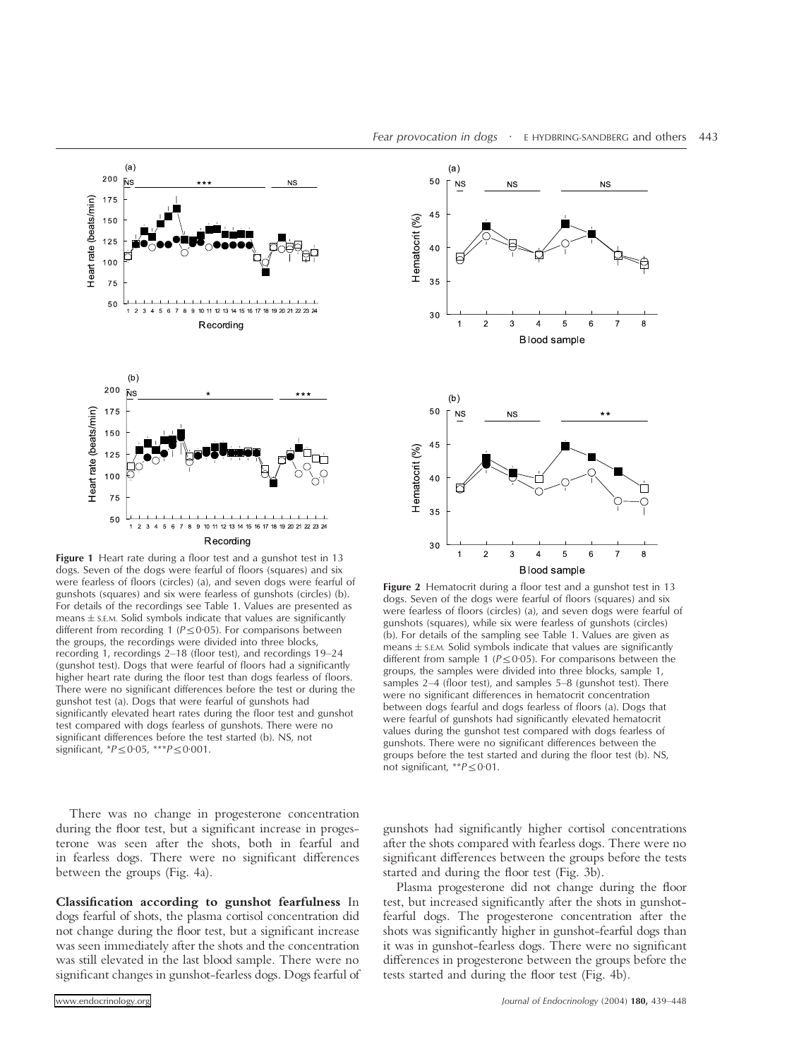**Figure 1** Heart rate during a floor test and a gunshot test in 13 dogs. Seven of the dogs were fearful of floors (squares) and six were fearless of floors (circles) (a), and seven dogs were fearful of gunshots (squares) and six were fearless of gunshots (circles) (b). For details of the recordings see Table 1. Values are presented as means ± S.E.M. Solid symbols indicate that values are significantly different from recording 1 ($P \leq 0.05$). For comparisons between the groups, the recordings were divided into three blocks, recording 1, recordings 2–18 (floor test), and recordings 19–24 (gunshot test). Dogs that were fearful of floors had a significantly higher heart rate during the floor test than dogs fearless of floors. There were no significant differences before the test or during the gunshot test (a). Dogs that were fearful of gunshots had significantly elevated heart rates during the floor test and gunshot test compared with dogs fearless of gunshots. There were no significant differences before the test started (b). NS, not significant, $*P \leq 0.05$, $***P \leq 0.001$.

**Figure 2** Hematocrit during a floor test and a gunshot test in 13 dogs. Seven of the dogs were fearful of floors (squares) and six were fearless of floors (circles) (a), and seven dogs were fearful of gunshots (squares), while six were fearless of gunshots (circles) (b). For details of the sampling see Table 1. Values are given as means ± S.E.M. Solid symbols indicate that values are significantly different from sample 1 ($P \leq 0.05$). For comparisons between the groups, the samples were divided into three blocks, sample 1, samples 2–4 (floor test), and samples 5–8 (gunshot test). There were no significant differences in hematocrit concentration between dogs fearful and dogs fearless of floors (a). Dogs that were fearful of gunshots had significantly elevated hematocrit values during the gunshot test compared with dogs fearless of gunshots. There were no significant differences between the groups before the test started and during the floor test (b). NS, not significant, $**P \leq 0.01$.

There was no change in progesterone concentration during the floor test, but a significant increase in progesterone was seen after the shots, both in fearful and in fearless dogs. There were no significant differences between the groups (Fig. 4a).

**Classification according to gunshot fearfulness** In dogs fearful of shots, the plasma cortisol concentration did not change during the floor test, but a significant increase was seen immediately after the shots and the concentration was still elevated in the last blood sample. There were no significant changes in gunshot-fearless dogs. Dogs fearful of gunshots had significantly higher cortisol concentrations after the shots compared with fearless dogs. There were no significant differences between the groups before the tests started and during the floor test (Fig. 3b).

Plasma progesterone did not change during the floor test, but increased significantly after the shots in gunshot-fearful dogs. The progesterone concentration after the shots was significantly higher in gunshot-fearful dogs than it was in gunshot-fearless dogs. There were no significant differences in progesterone between the groups before the tests started and during the floor test (Fig. 4b).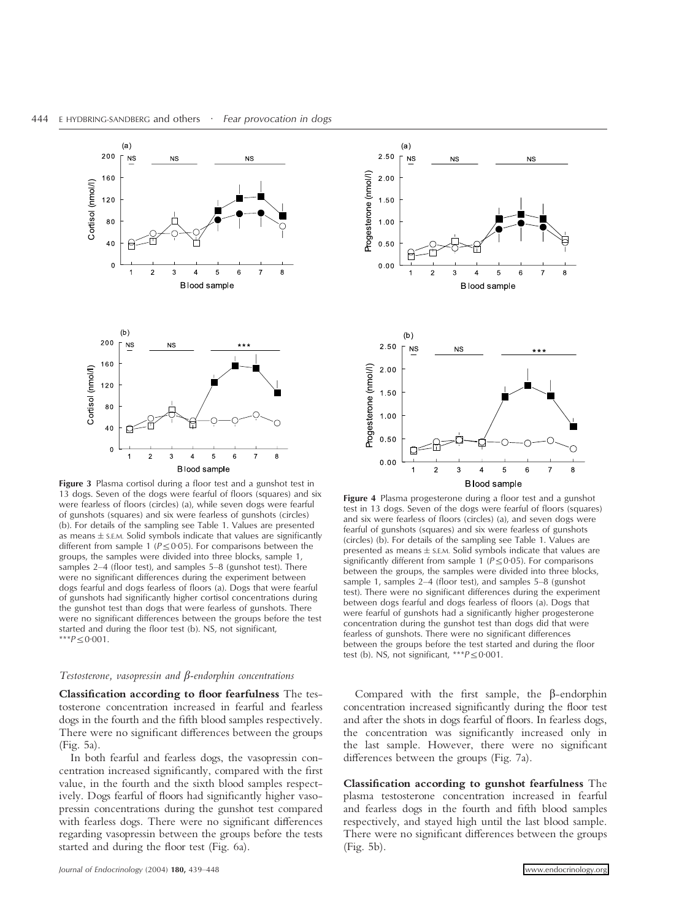**Figure 3** Plasma cortisol during a floor test and a gunshot test in 13 dogs. Seven of the dogs were fearful of floors (squares) and six were fearless of floors (circles) (a), while seven dogs were fearful of gunshots (squares) and six were fearless of gunshots (circles) (b). For details of the sampling see Table 1. Values are presented as means ± S.E.M. Solid symbols indicate that values are significantly different from sample 1 ($P \leq 0{\cdot}05$). For comparisons between the groups, the samples were divided into three blocks, sample 1, samples 2–4 (floor test), and samples 5–8 (gunshot test). There were no significant differences during the experiment between dogs fearful and dogs fearless of floors (a). Dogs that were fearful of gunshots had significantly higher cortisol concentrations during the gunshot test than dogs that were fearless of gunshots. There were no significant differences between the groups before the test started and during the floor test (b). NS, not significant, $^{***}P \leq 0{\cdot}001$.

**Figure 4** Plasma progesterone during a floor test and a gunshot test in 13 dogs. Seven of the dogs were fearful of floors (squares) and six were fearless of floors (circles) (a), and seven dogs were fearful of gunshots (squares) and six were fearless of gunshots (circles) (b). For details of the sampling see Table 1. Values are presented as means ± S.E.M. Solid symbols indicate that values are significantly different from sample 1 ($P \leq 0{\cdot}05$). For comparisons between the groups, the samples were divided into three blocks, sample 1, samples 2–4 (floor test), and samples 5–8 (gunshot test). There were no significant differences during the experiment between dogs fearful and dogs fearless of floors (a). Dogs that were fearful of gunshots had a significantly higher progesterone concentration during the gunshot test than dogs did that were fearless of gunshots. There were no significant differences between the groups before the test started and during the floor test (b). NS, not significant, $^{***}P \leq 0{\cdot}001$.

### *Testosterone, vasopressin and β-endorphin concentrations*

**Classification according to floor fearfulness** The testosterone concentration increased in fearful and fearless dogs in the fourth and the fifth blood samples respectively. There were no significant differences between the groups (Fig. 5a).

In both fearful and fearless dogs, the vasopressin concentration increased significantly, compared with the first value, in the fourth and the sixth blood samples respectively. Dogs fearful of floors had significantly higher vasopressin concentrations during the gunshot test compared with fearless dogs. There were no significant differences regarding vasopressin between the groups before the tests started and during the floor test (Fig. 6a).

Compared with the first sample, the β-endorphin concentration increased significantly during the floor test and after the shots in dogs fearful of floors. In fearless dogs, the concentration was significantly increased only in the last sample. However, there were no significant differences between the groups (Fig. 7a).

**Classification according to gunshot fearfulness** The plasma testosterone concentration increased in fearful and fearless dogs in the fourth and fifth blood samples respectively, and stayed high until the last blood sample. There were no significant differences between the groups (Fig. 5b).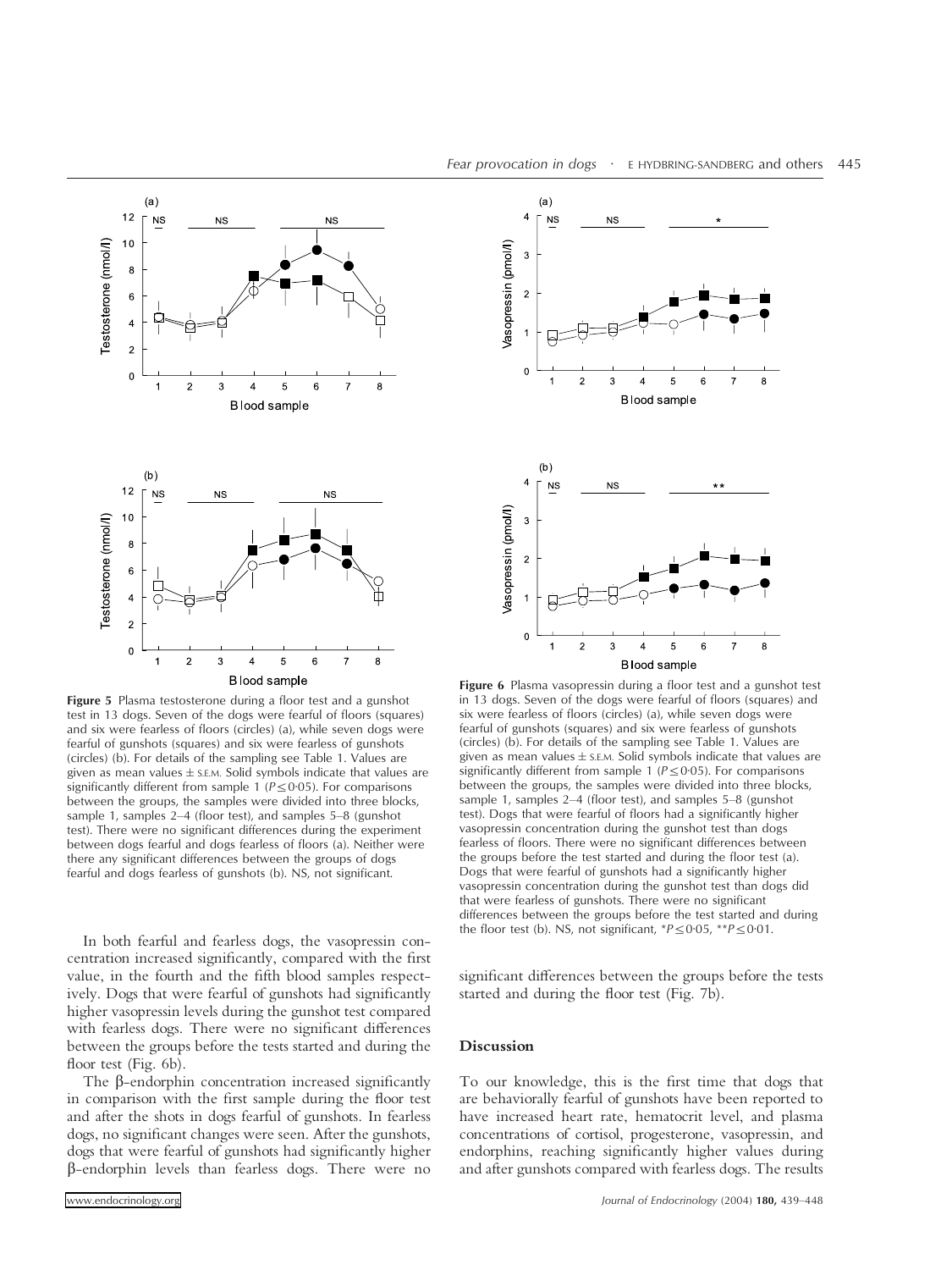Figure 5 Plasma testosterone during a floor test and a gunshot test in 13 dogs. Seven of the dogs were fearful of floors (squares) and six were fearless of floors (circles) (a), while seven dogs were fearful of gunshots (squares) and six were fearless of gunshots (circles) (b). For details of the sampling see Table 1. Values are given as mean values ± S.E.M. Solid symbols indicate that values are significantly different from sample 1 ($P \leq 0{\cdot}05$). For comparisons between the groups, the samples were divided into three blocks, sample 1, samples 2–4 (floor test), and samples 5–8 (gunshot test). There were no significant differences during the experiment between dogs fearful and dogs fearless of floors (a). Neither were there any significant differences between the groups of dogs fearful and dogs fearless of gunshots (b). NS, not significant.

Figure 6 Plasma vasopressin during a floor test and a gunshot test in 13 dogs. Seven of the dogs were fearful of floors (squares) and six were fearless of floors (circles) (a), while seven dogs were fearful of gunshots (squares) and six were fearless of gunshots (circles) (b). For details of the sampling see Table 1. Values are given as mean values ± S.E.M. Solid symbols indicate that values are significantly different from sample 1 ($P \leq 0{\cdot}05$). For comparisons between the groups, the samples were divided into three blocks, sample 1, samples 2–4 (floor test), and samples 5–8 (gunshot test). Dogs that were fearful of floors had a significantly higher vasopressin concentration during the gunshot test than dogs fearless of floors. There were no significant differences between the groups before the test started and during the floor test (a). Dogs that were fearful of gunshots had a significantly higher vasopressin concentration during the gunshot test than dogs did that were fearless of gunshots. There were no significant differences between the groups before the test started and during the floor test (b). NS, not significant, \*$P \leq 0{\cdot}05$, \*\*$P \leq 0{\cdot}01$.

In both fearful and fearless dogs, the vasopressin concentration increased significantly, compared with the first value, in the fourth and the fifth blood samples respectively. Dogs that were fearful of gunshots had significantly higher vasopressin levels during the gunshot test compared with fearless dogs. There were no significant differences between the groups before the tests started and during the floor test (Fig. 6b).

The β-endorphin concentration increased significantly in comparison with the first sample during the floor test and after the shots in dogs fearful of gunshots. In fearless dogs, no significant changes were seen. After the gunshots, dogs that were fearful of gunshots had significantly higher β-endorphin levels than fearless dogs. There were no significant differences between the groups before the tests started and during the floor test (Fig. 7b).

## Discussion

To our knowledge, this is the first time that dogs that are behaviorally fearful of gunshots have been reported to have increased heart rate, hematocrit level, and plasma concentrations of cortisol, progesterone, vasopressin, and endorphins, reaching significantly higher values during and after gunshots compared with fearless dogs. The results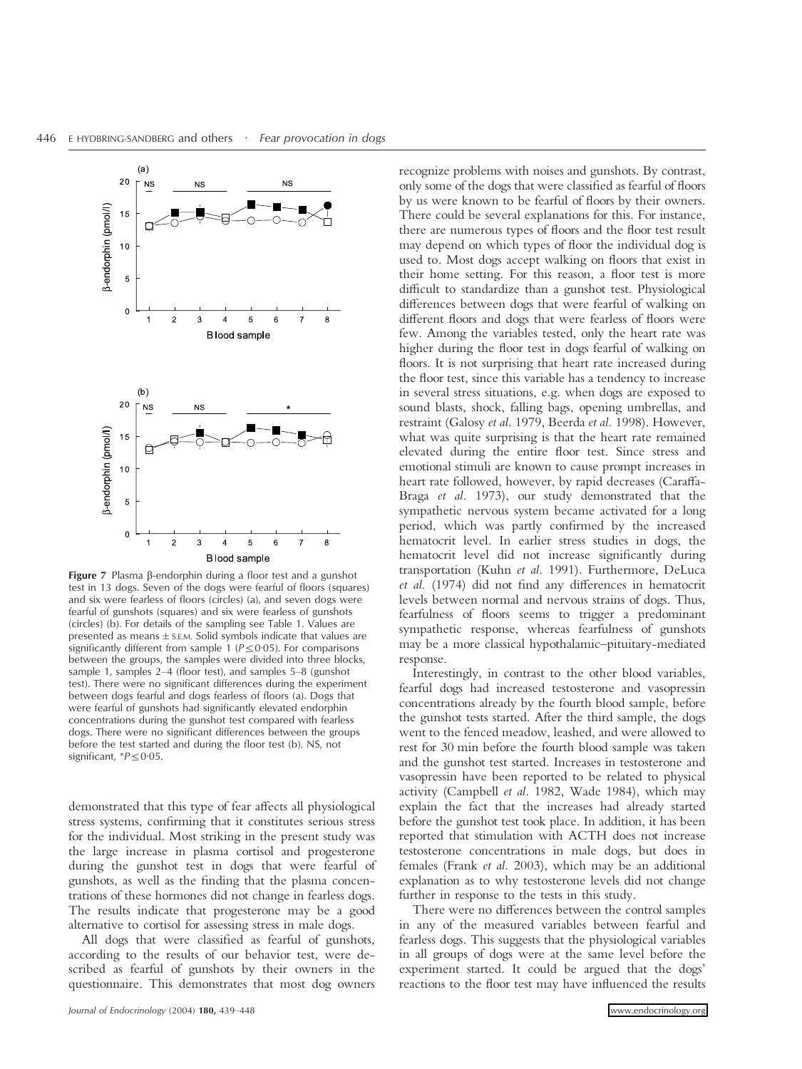**Figure 7** Plasma β-endorphin during a floor test and a gunshot test in 13 dogs. Seven of the dogs were fearful of floors (squares) and six were fearless of floors (circles) (a), and seven dogs were fearful of gunshots (squares) and six were fearless of gunshots (circles) (b). For details of the sampling see Table 1. Values are presented as means ± S.E.M. Solid symbols indicate that values are significantly different from sample 1 ($P \leq 0.05$). For comparisons between the groups, the samples were divided into three blocks, sample 1, samples 2–4 (floor test), and samples 5–8 (gunshot test). There were no significant differences during the experiment between dogs fearful and dogs fearless of floors (a). Dogs that were fearful of gunshots had significantly elevated endorphin concentrations during the gunshot test compared with fearless dogs. There were no significant differences between the groups before the test started and during the floor test (b). NS, not significant, $^{*}P \leq 0.05$.

demonstrated that this type of fear affects all physiological stress systems, confirming that it constitutes serious stress for the individual. Most striking in the present study was the large increase in plasma cortisol and progesterone during the gunshot test in dogs that were fearful of gunshots, as well as the finding that the plasma concentrations of these hormones did not change in fearless dogs. The results indicate that progesterone may be a good alternative to cortisol for assessing stress in male dogs.

All dogs that were classified as fearful of gunshots, according to the results of our behavior test, were described as fearful of gunshots by their owners in the questionnaire. This demonstrates that most dog owners recognize problems with noises and gunshots. By contrast, only some of the dogs that were classified as fearful of floors by us were known to be fearful of floors by their owners. There could be several explanations for this. For instance, there are numerous types of floors and the floor test result may depend on which types of floor the individual dog is used to. Most dogs accept walking on floors that exist in their home setting. For this reason, a floor test is more difficult to standardize than a gunshot test. Physiological differences between dogs that were fearful of walking on different floors and dogs that were fearless of floors were few. Among the variables tested, only the heart rate was higher during the floor test in dogs fearful of walking on floors. It is not surprising that heart rate increased during the floor test, since this variable has a tendency to increase in several stress situations, e.g. when dogs are exposed to sound blasts, shock, falling bags, opening umbrellas, and restraint (Galosy *et al.* 1979, Beerda *et al.* 1998). However, what was quite surprising is that the heart rate remained elevated during the entire floor test. Since stress and emotional stimuli are known to cause prompt increases in heart rate followed, however, by rapid decreases (Caraffa-Braga *et al.* 1973), our study demonstrated that the sympathetic nervous system became activated for a long period, which was partly confirmed by the increased hematocrit level. In earlier stress studies in dogs, the hematocrit level did not increase significantly during transportation (Kuhn *et al.* 1991). Furthermore, DeLuca *et al.* (1974) did not find any differences in hematocrit levels between normal and nervous strains of dogs. Thus, fearfulness of floors seems to trigger a predominant sympathetic response, whereas fearfulness of gunshots may be a more classical hypothalamic–pituitary-mediated response.

Interestingly, in contrast to the other blood variables, fearful dogs had increased testosterone and vasopressin concentrations already by the fourth blood sample, before the gunshot tests started. After the third sample, the dogs went to the fenced meadow, leashed, and were allowed to rest for 30 min before the fourth blood sample was taken and the gunshot test started. Increases in testosterone and vasopressin have been reported to be related to physical activity (Campbell *et al.* 1982, Wade 1984), which may explain the fact that the increases had already started before the gunshot test took place. In addition, it has been reported that stimulation with ACTH does not increase testosterone concentrations in male dogs, but does in females (Frank *et al.* 2003), which may be an additional explanation as to why testosterone levels did not change further in response to the tests in this study.

There were no differences between the control samples in any of the measured variables between fearful and fearless dogs. This suggests that the physiological variables in all groups of dogs were at the same level before the experiment started. It could be argued that the dogs' reactions to the floor test may have influenced the results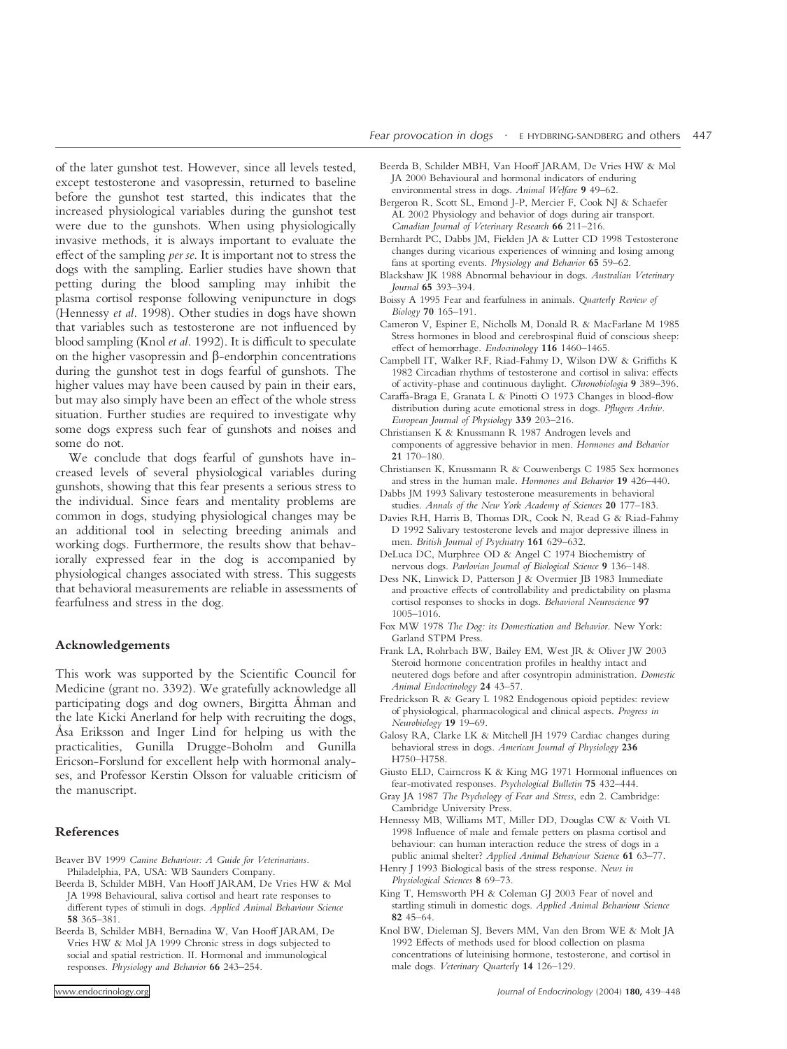of the later gunshot test. However, since all levels tested, except testosterone and vasopressin, returned to baseline before the gunshot test started, this indicates that the increased physiological variables during the gunshot test were due to the gunshots. When using physiologically invasive methods, it is always important to evaluate the effect of the sampling *per se*. It is important not to stress the dogs with the sampling. Earlier studies have shown that petting during the blood sampling may inhibit the plasma cortisol response following venipuncture in dogs (Hennessy *et al.* 1998). Other studies in dogs have shown that variables such as testosterone are not influenced by blood sampling (Knol *et al.* 1992). It is difficult to speculate on the higher vasopressin and β-endorphin concentrations during the gunshot test in dogs fearful of gunshots. The higher values may have been caused by pain in their ears, but may also simply have been an effect of the whole stress situation. Further studies are required to investigate why some dogs express such fear of gunshots and noises and some do not.

We conclude that dogs fearful of gunshots have increased levels of several physiological variables during gunshots, showing that this fear presents a serious stress to the individual. Since fears and mentality problems are common in dogs, studying physiological changes may be an additional tool in selecting breeding animals and working dogs. Furthermore, the results show that behaviorally expressed fear in the dog is accompanied by physiological changes associated with stress. This suggests that behavioral measurements are reliable in assessments of fearfulness and stress in the dog.

## Acknowledgements

This work was supported by the Scientific Council for Medicine (grant no. 3392). We gratefully acknowledge all participating dogs and dog owners, Birgitta Åhman and the late Kicki Anerland for help with recruiting the dogs, Åsa Eriksson and Inger Lind for helping us with the practicalities, Gunilla Drugge-Boholm and Gunilla Ericson-Forslund for excellent help with hormonal analyses, and Professor Kerstin Olsson for valuable criticism of the manuscript.

## References

Beaver BV 1999 *Canine Behaviour: A Guide for Veterinarians*. Philadelphia, PA, USA: WB Saunders Company.

Beerda B, Schilder MBH, Van Hooff JARAM, De Vries HW & Mol JA 1998 Behavioural, saliva cortisol and heart rate responses to different types of stimuli in dogs. *Applied Animal Behaviour Science* **58** 365–381.

Beerda B, Schilder MBH, Bernadina W, Van Hooff JARAM, De Vries HW & Mol JA 1999 Chronic stress in dogs subjected to social and spatial restriction. II. Hormonal and immunological responses. *Physiology and Behavior* **66** 243–254.

Beerda B, Schilder MBH, Van Hooff JARAM, De Vries HW & Mol JA 2000 Behavioural and hormonal indicators of enduring environmental stress in dogs. *Animal Welfare* **9** 49–62.

Bergeron R, Scott SL, Emond J-P, Mercier F, Cook NJ & Schaefer AL 2002 Physiology and behavior of dogs during air transport. *Canadian Journal of Veterinary Research* **66** 211–216.

Bernhardt PC, Dabbs JM, Fielden JA & Lutter CD 1998 Testosterone changes during vicarious experiences of winning and losing among fans at sporting events. *Physiology and Behavior* **65** 59–62.

Blackshaw JK 1988 Abnormal behaviour in dogs. *Australian Veterinary Journal* **65** 393–394.

Boissy A 1995 Fear and fearfulness in animals. *Quarterly Review of Biology* **70** 165–191.

Cameron V, Espiner E, Nicholls M, Donald R & MacFarlane M 1985 Stress hormones in blood and cerebrospinal fluid of conscious sheep: effect of hemorrhage. *Endocrinology* **116** 1460–1465.

Campbell IT, Walker RF, Riad-Fahmy D, Wilson DW & Griffiths K 1982 Circadian rhythms of testosterone and cortisol in saliva: effects of activity-phase and continuous daylight. *Chronobiologia* **9** 389–396.

Caraffa-Braga E, Granata L & Pinotti O 1973 Changes in blood-flow distribution during acute emotional stress in dogs. *Pflugers Archiv. European Journal of Physiology* **339** 203–216.

Christiansen K & Knussmann R 1987 Androgen levels and components of aggressive behavior in men. *Hormones and Behavior* **21** 170–180.

Christiansen K, Knussmann R & Couwenbergs C 1985 Sex hormones and stress in the human male. *Hormones and Behavior* **19** 426–440.

Dabbs JM 1993 Salivary testosterone measurements in behavioral studies. *Annals of the New York Academy of Sciences* **20** 177–183.

Davies RH, Harris B, Thomas DR, Cook N, Read G & Riad-Fahmy D 1992 Salivary testosterone levels and major depressive illness in men. *British Journal of Psychiatry* **161** 629–632.

DeLuca DC, Murphree OD & Angel C 1974 Biochemistry of nervous dogs. *Pavlovian Journal of Biological Science* **9** 136–148.

Dess NK, Linwick D, Patterson J & Overmier JB 1983 Immediate and proactive effects of controllability and predictability on plasma cortisol responses to shocks in dogs. *Behavioral Neuroscience* **97** 1005–1016.

Fox MW 1978 *The Dog: its Domestication and Behavior*. New York: Garland STPM Press.

Frank LA, Rohrbach BW, Bailey EM, West JR & Oliver JW 2003 Steroid hormone concentration profiles in healthy intact and neutered dogs before and after cosyntropin administration. *Domestic Animal Endocrinology* **24** 43–57.

Fredrickson R & Geary L 1982 Endogenous opioid peptides: review of physiological, pharmacological and clinical aspects. *Progress in Neurobiology* **19** 19–69.

Galosy RA, Clarke LK & Mitchell JH 1979 Cardiac changes during behavioral stress in dogs. *American Journal of Physiology* **236** H750–H758.

Giusto ELD, Cairncross K & King MG 1971 Hormonal influences on fear-motivated responses. *Psychological Bulletin* **75** 432–444.

Gray JA 1987 *The Psychology of Fear and Stress*, edn 2. Cambridge: Cambridge University Press.

Hennessy MB, Williams MT, Miller DD, Douglas CW & Voith VL 1998 Influence of male and female petters on plasma cortisol and behaviour: can human interaction reduce the stress of dogs in a public animal shelter? *Applied Animal Behaviour Science* **61** 63–77.

Henry J 1993 Biological basis of the stress response. *News in Physiological Sciences* **8** 69–73.

King T, Hemsworth PH & Coleman GJ 2003 Fear of novel and startling stimuli in domestic dogs. *Applied Animal Behaviour Science* **82** 45–64.

Knol BW, Dieleman SJ, Bevers MM, Van den Brom WE & Molt JA 1992 Effects of methods used for blood collection on plasma concentrations of luteinising hormone, testosterone, and cortisol in male dogs. *Veterinary Quarterly* **14** 126–129.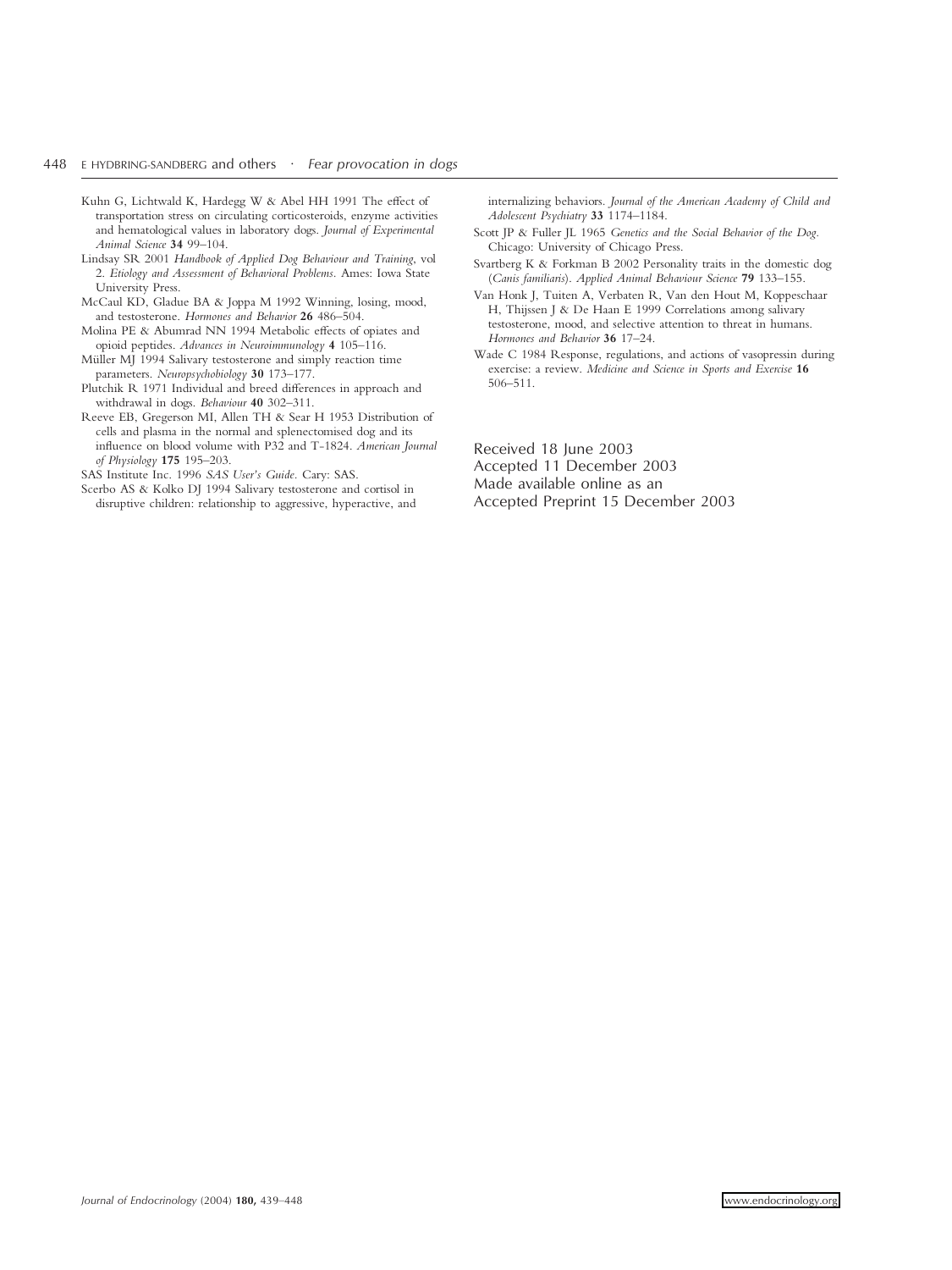Kuhn G, Lichtwald K, Hardegg W & Abel HH 1991 The effect of transportation stress on circulating corticosteroids, enzyme activities and hematological values in laboratory dogs. *Journal of Experimental Animal Science* **34** 99–104.

Lindsay SR 2001 *Handbook of Applied Dog Behaviour and Training*, vol 2. *Etiology and Assessment of Behavioral Problems*. Ames: Iowa State University Press.

McCaul KD, Gladue BA & Joppa M 1992 Winning, losing, mood, and testosterone. *Hormones and Behavior* **26** 486–504.

Molina PE & Abumrad NN 1994 Metabolic effects of opiates and opioid peptides. *Advances in Neuroimmunology* **4** 105–116.

Müller MJ 1994 Salivary testosterone and simply reaction time parameters. *Neuropsychobiology* **30** 173–177.

Plutchik R 1971 Individual and breed differences in approach and withdrawal in dogs. *Behaviour* **40** 302–311.

Reeve EB, Gregerson MI, Allen TH & Sear H 1953 Distribution of cells and plasma in the normal and splenectomised dog and its influence on blood volume with P32 and T-1824. *American Journal of Physiology* **175** 195–203.

SAS Institute Inc. 1996 *SAS User's Guide*. Cary: SAS.

Scerbo AS & Kolko DJ 1994 Salivary testosterone and cortisol in disruptive children: relationship to aggressive, hyperactive, and internalizing behaviors. *Journal of the American Academy of Child and Adolescent Psychiatry* **33** 1174–1184.

Scott JP & Fuller JL 1965 *Genetics and the Social Behavior of the Dog*. Chicago: University of Chicago Press.

Svartberg K & Forkman B 2002 Personality traits in the domestic dog (*Canis familiaris*). *Applied Animal Behaviour Science* **79** 133–155.

Van Honk J, Tuiten A, Verbaten R, Van den Hout M, Koppeschaar H, Thijssen J & De Haan E 1999 Correlations among salivary testosterone, mood, and selective attention to threat in humans. *Hormones and Behavior* **36** 17–24.

Wade C 1984 Response, regulations, and actions of vasopressin during exercise: a review. *Medicine and Science in Sports and Exercise* **16** 506–511.

Received 18 June 2003
Accepted 11 December 2003
Made available online as an
Accepted Preprint 15 December 2003